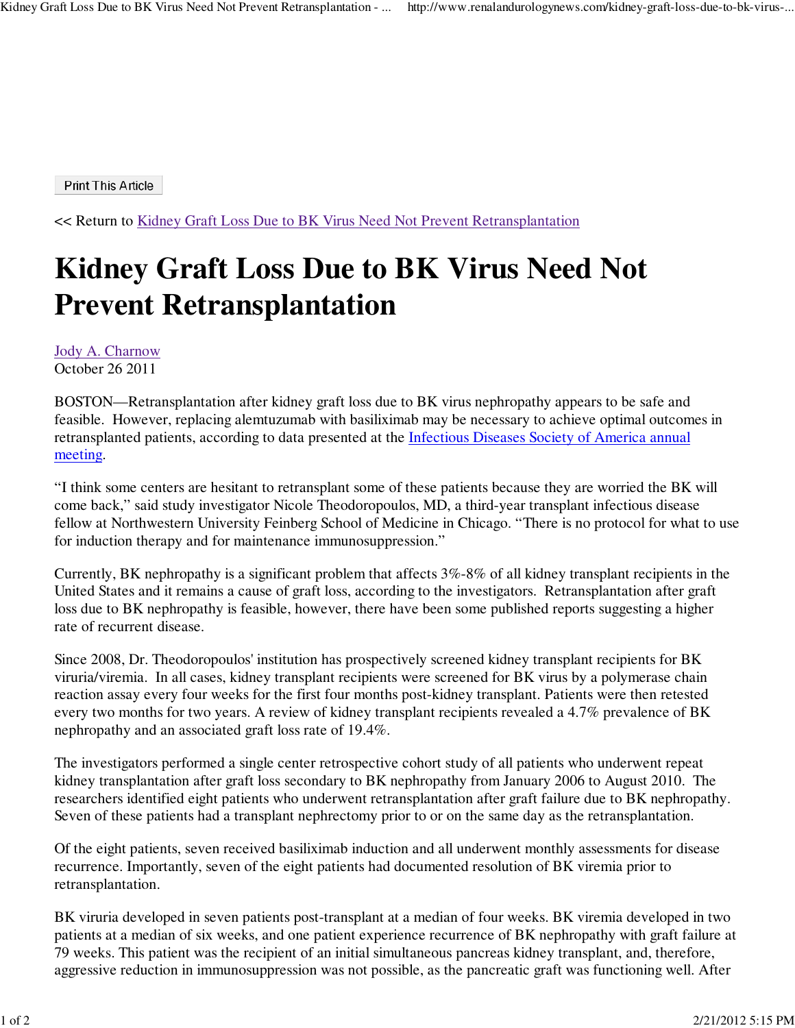Print This Article

<< Return to Kidney Graft Loss Due to BK Virus Need Not Prevent Retransplantation

# Kidney Graft Loss Due to BK Virus Need Not Prevent Retransplantation

Jody A. Charnow
October 26 2011

BOSTON—Retransplantation after kidney graft loss due to BK virus nephropathy appears to be safe and feasible. However, replacing alemtuzumab with basiliximab may be necessary to achieve optimal outcomes in retransplanted patients, according to data presented at the Infectious Diseases Society of America annual meeting.

"I think some centers are hesitant to retransplant some of these patients because they are worried the BK will come back," said study investigator Nicole Theodoropoulos, MD, a third-year transplant infectious disease fellow at Northwestern University Feinberg School of Medicine in Chicago. "There is no protocol for what to use for induction therapy and for maintenance immunosuppression."

Currently, BK nephropathy is a significant problem that affects 3%-8% of all kidney transplant recipients in the United States and it remains a cause of graft loss, according to the investigators. Retransplantation after graft loss due to BK nephropathy is feasible, however, there have been some published reports suggesting a higher rate of recurrent disease.

Since 2008, Dr. Theodoropoulos' institution has prospectively screened kidney transplant recipients for BK viruria/viremia. In all cases, kidney transplant recipients were screened for BK virus by a polymerase chain reaction assay every four weeks for the first four months post-kidney transplant. Patients were then retested every two months for two years. A review of kidney transplant recipients revealed a 4.7% prevalence of BK nephropathy and an associated graft loss rate of 19.4%.

The investigators performed a single center retrospective cohort study of all patients who underwent repeat kidney transplantation after graft loss secondary to BK nephropathy from January 2006 to August 2010. The researchers identified eight patients who underwent retransplantation after graft failure due to BK nephropathy. Seven of these patients had a transplant nephrectomy prior to or on the same day as the retransplantation.

Of the eight patients, seven received basiliximab induction and all underwent monthly assessments for disease recurrence. Importantly, seven of the eight patients had documented resolution of BK viremia prior to retransplantation.

BK viruria developed in seven patients post-transplant at a median of four weeks. BK viremia developed in two patients at a median of six weeks, and one patient experience recurrence of BK nephropathy with graft failure at 79 weeks. This patient was the recipient of an initial simultaneous pancreas kidney transplant, and, therefore, aggressive reduction in immunosuppression was not possible, as the pancreatic graft was functioning well. After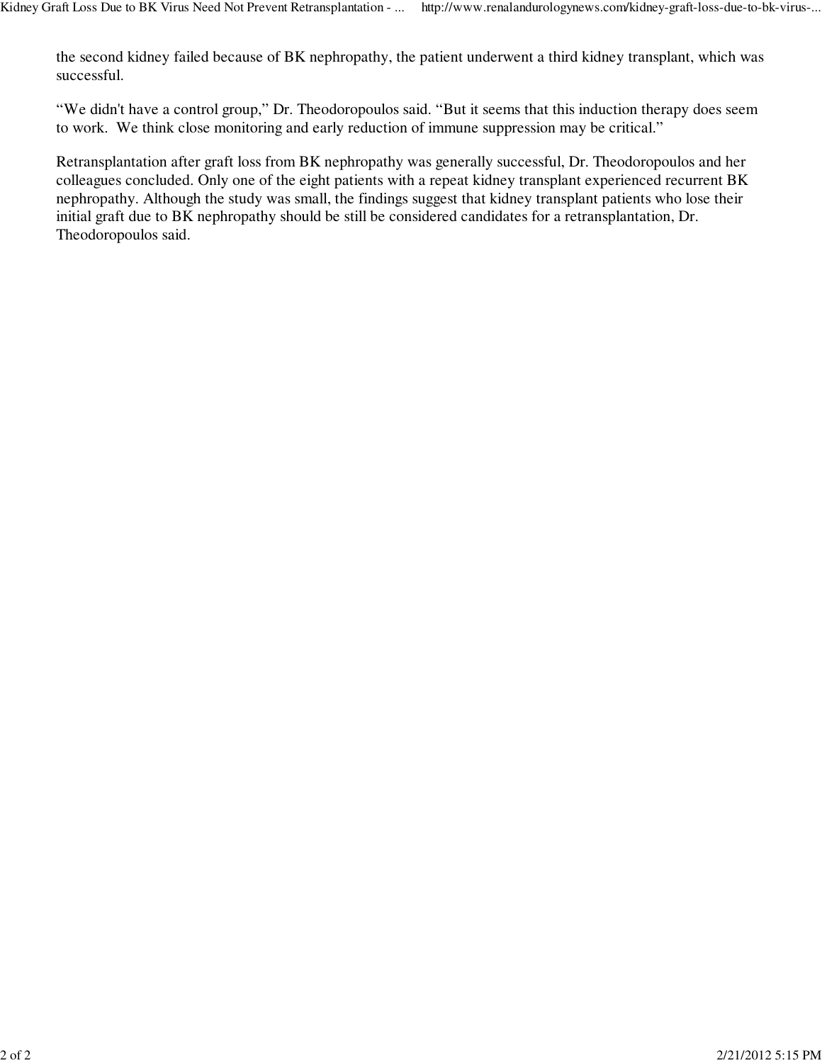the second kidney failed because of BK nephropathy, the patient underwent a third kidney transplant, which was successful.

“We didn't have a control group,” Dr. Theodoropoulos said. “But it seems that this induction therapy does seem to work.  We think close monitoring and early reduction of immune suppression may be critical.”

Retransplantation after graft loss from BK nephropathy was generally successful, Dr. Theodoropoulos and her colleagues concluded. Only one of the eight patients with a repeat kidney transplant experienced recurrent BK nephropathy. Although the study was small, the findings suggest that kidney transplant patients who lose their initial graft due to BK nephropathy should be still be considered candidates for a retransplantation, Dr. Theodoropoulos said.